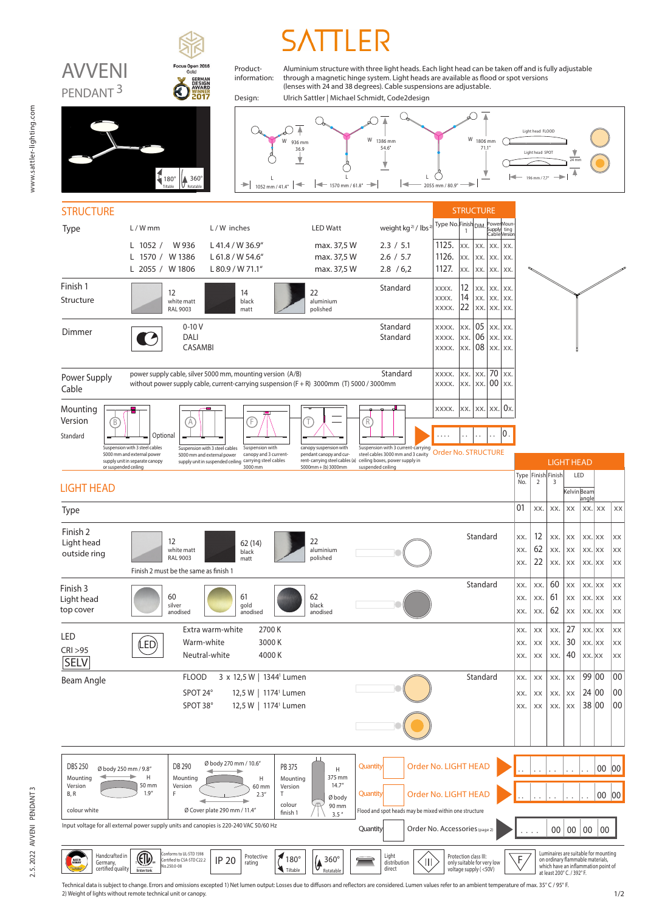# SATTLER

## AVVENI PENDANT 3

Focus Open 2016 Gold

German Design Award Winner 2017

**Product-information:** Aluminium structure with three light heads. Each light head can be taken off and is fully adjustable through a magnetic hinge system. Light heads are available as flood or spot versions (lenses with 24 and 38 degrees). Cable suspensions are adjustable.

**Design:** Ulrich Sattler | Michael Schmidt, Code2design

180° Tiltable | 360° Rotatable

W 936 mm 36.9 — L 1052 mm / 41.4"
W 1386 mm 54.6" — L 1570 mm / 61.8"
W 1806 mm 71.1" — L 2055 mm / 80.9"

Light head FLOOD — Light head SPOT — 24 mm — 196 mm / 7.7"

## STRUCTURE

| Type | L / W mm | L / W inches | LED Watt | weight kg[2] / lbs[2] | Type No. | Finish 1 | DIM. | Power Supply Cable | Mounting Version |
|---|---|---|---|---|---|---|---|---|---|
| | L 1052 / W 936 | L 41.4 / W 36.9" | max. 37,5 W | 2.3 / 5.1 | 1125. | xx. | xx. | xx. | xx. |
| | L 1570 / W 1386 | L 61.8 / W 54.6" | max. 37,5 W | 2.6 / 5.7 | 1126. | xx. | xx. | xx. | xx. |
| | L 2055 / W 1806 | L 80.9 / W 71.1" | max. 37,5 W | 2.8 / 6,2 | 1127. | xx. | xx. | xx. | xx. |
| Finish 1 Structure | 12 white matt RAL 9003 | 14 black matt | 22 aluminium polished | Standard | xxxx. | 12 | xx. | xx. | xx. |
| | | | | | xxxx. | 14 | xx. | xx. | xx. |
| | | | | | xxxx. | 22 | xx. | xx. | xx. |
| Dimmer | 0-10 V | | | Standard | xxxx. | xx. | 05 | xx. | xx. |
| | DALI | | | Standard | xxxx. | xx. | 06 | xx. | xx. |
| | CASAMBI | | | | xxxx. | xx. | 08 | xx. | xx. |
| Power Supply Cable | power supply cable, silver 5000 mm, mounting version (A/B) | | | Standard | xxxx. | xx. | xx. | 70 | xx. |
| | without power supply cable, current-carrying suspension (F + R) 3000mm (T) 5000 / 3000mm | | | | xxxx. | xx. | xx. | 00 | xx. |
| Mounting Version | | | | | xxxx. | xx. | xx. | xx. | 0x. |

Mounting Version:
- Standard: (B) Suspension with 3 steel cables 5000 mm and external power supply unit in separate canopy or suspended ceiling
- Optional: (A) Suspension with 3 steel cables 5000 mm and external power supply unit in suspended ceiling
- (F) Suspension with canopy and 3 current-carrying steel cables 3000 mm
- (T) canopy suspension with pendant canopy and current-carrying steel cables (a) 5000mm + (b) 3000mm
- (R) Suspension with 3 current-carrying steel cables 3000 mm and 3 cavity ceiling boxes, power supply in suspended ceiling

Order No. STRUCTURE: . . . . | . . | . . | . . | 0 .

## LIGHT HEAD

| Type | | | | Type No. | Finish 2 | Finish 3 | LED Kelvin | LED Beam angle | | |
|---|---|---|---|---|---|---|---|---|---|---|
| | | | | 01 | xx. | xx. | xx | xx. | xx | xx |
| Finish 2 Light head outside ring | 12 white matt RAL 9003 | 62 (14) black matt | 22 aluminium polished — Standard | xx. | 12 | xx. | xx | xx. | xx | xx |
| | | | | xx. | 62 | xx. | xx | xx. | xx | xx |
| | | | | xx. | 22 | xx. | xx | xx. | xx | xx |
| Finish 3 Light head top cover | 60 silver anodised | 61 gold anodised | 62 black anodised — Standard | xx. | xx. | 60 | xx | xx. | xx | xx |
| | | | | xx. | xx. | 61 | xx | xx. | xx | xx |
| | | | | xx. | xx. | 62 | xx | xx. | xx | xx |
| LED CRI >95 SELV | Extra warm-white | 2700 K | | xx. | xx | xx. | 27 | xx. | xx | xx |
| | Warm-white | 3000 K | | xx. | xx | xx. | 30 | xx. | xx | xx |
| | Neutral-white | 4000 K | | xx. | xx | xx. | 40 | xx. | xx | xx |
| Beam Angle | FLOOD | 3 x 12,5 W \| 1344[1] Lumen | Standard | xx. | xx | xx. | xx | 99 | 00 | 00 |
| | SPOT 24° | 12,5 W \| 1174[1] Lumen | | xx. | xx | xx. | xx | 24 | 00 | 00 |
| | SPOT 38° | 12,5 W \| 1174[1] Lumen | | xx. | xx | xx. | xx | 38 | 00 | 00 |

Finish 2 must be the same as finish 1

**DBS 250** — Ø body 250 mm / 9.8" — Mounting Version B, R — H 50 mm 1.9" — colour white

**DB 290** — Ø body 270 mm / 10.6" — Mounting Version F — H 60 mm 2.3" — Ø Cover plate 290 mm / 11.4"

**PB 375** — Mounting Version T — colour finish 1 — H 375 mm 14.7" — Ø body 90 mm 3.5"

Quantity | Order No. LIGHT HEAD | . . | . . | . . | . . | . . | 00 | 00

Quantity | Order No. LIGHT HEAD | . . | . . | . . | . . | . . | 00 | 00

Flood and spot heads may be mixed within one structure

Quantity | Order No. Accessories (page 2) | . . . . | 00 | 00 | 00 | 00

Input voltage for all external power supply units and canopies is 220-240 VAC 50/60 Hz

Handcrafted in Germany, certified quality | Conforms to UL-STD 1598 Certified to CSA-STD C22.2 No.250.0-08 (Intertek) | IP 20 Protective rating | 180° Tiltable | 360° Rotatable | Light distribution direct | Protection class III: only suitable for very low voltage supply (<50V) | Luminaires are suitable for mounting on ordinary flammable materials, which have an inflammation point of at least 200° C. / 392° F.

Technical data is subject to change. Errors and omissions excepted 1) Net lumen output: Losses due to diffusors and reflectors are considered. Lumen values refer to an ambient temperature of max. 35° C / 95° F.
2) Weight of lights without remote technical unit or canopy.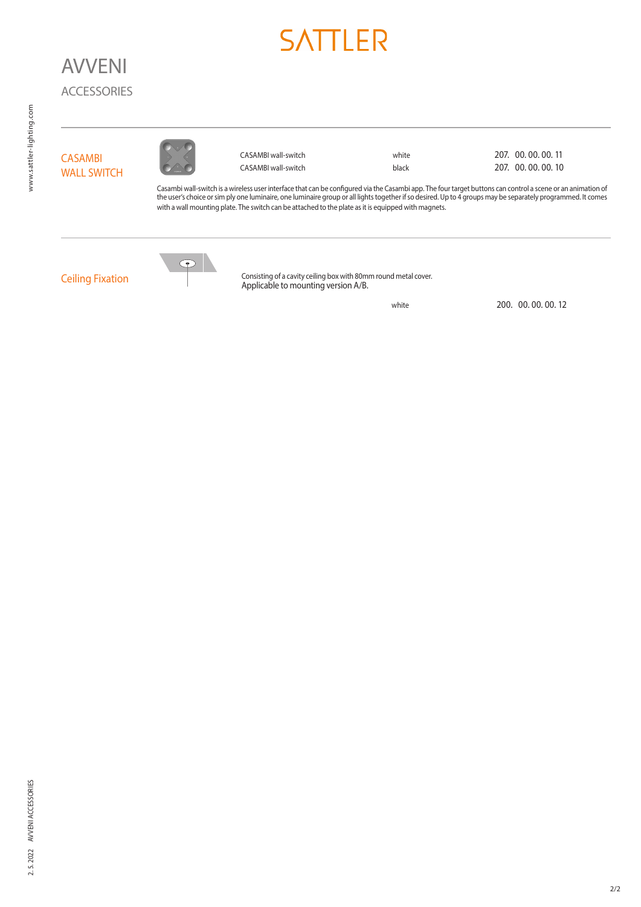# AVVENI

## ACCESSORIES

### CASAMBI WALL SWITCH

| | | |
|---|---|---|
| CASAMBI wall-switch | white | 207. 00. 00. 00. 11 |
| CASAMBI wall-switch | black | 207. 00. 00. 00. 10 |

Casambi wall-switch is a wireless user interface that can be configured via the Casambi app. The four target buttons can control a scene or an animation of the user's choice or sim ply one luminaire, one luminaire group or all lights together if so desired. Up to 4 groups may be separately programmed. It comes with a wall mounting plate. The switch can be attached to the plate as it is equipped with magnets.

### Ceiling Fixation

Consisting of a cavity ceiling box with 80mm round metal cover.
Applicable to mounting version A/B.

| | |
|---|---|
| white | 200. 00. 00. 00. 12 |

www.sattler-lighting.com

2. 5. 2022 AVVENI ACCESSORIES